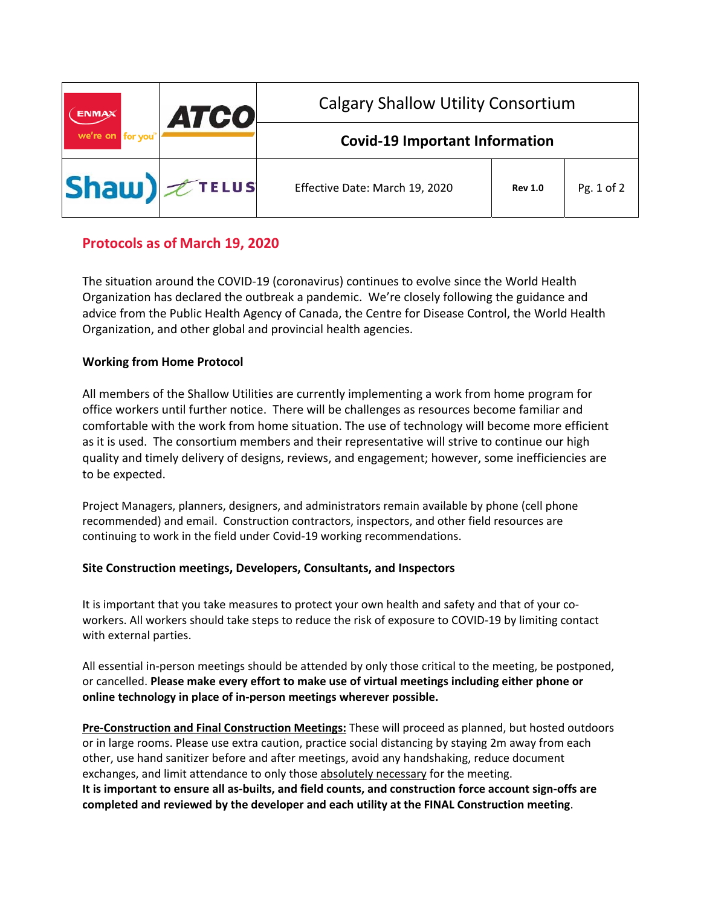| | | Calgary Shallow Utility Consortium | | |
|---|---|---|---|---|
| ENMAX we're on for you | ATCO | **Covid-19 Important Information** | | |
| Shaw) | TELUS | Effective Date: March 19, 2020 | **Rev 1.0** | Pg. 1 of 2 |

## Protocols as of March 19, 2020

The situation around the COVID-19 (coronavirus) continues to evolve since the World Health Organization has declared the outbreak a pandemic. We're closely following the guidance and advice from the Public Health Agency of Canada, the Centre for Disease Control, the World Health Organization, and other global and provincial health agencies.

### Working from Home Protocol

All members of the Shallow Utilities are currently implementing a work from home program for office workers until further notice. There will be challenges as resources become familiar and comfortable with the work from home situation. The use of technology will become more efficient as it is used. The consortium members and their representative will strive to continue our high quality and timely delivery of designs, reviews, and engagement; however, some inefficiencies are to be expected.

Project Managers, planners, designers, and administrators remain available by phone (cell phone recommended) and email. Construction contractors, inspectors, and other field resources are continuing to work in the field under Covid-19 working recommendations.

### Site Construction meetings, Developers, Consultants, and Inspectors

It is important that you take measures to protect your own health and safety and that of your co-workers. All workers should take steps to reduce the risk of exposure to COVID-19 by limiting contact with external parties.

All essential in-person meetings should be attended by only those critical to the meeting, be postponed, or cancelled. **Please make every effort to make use of virtual meetings including either phone or online technology in place of in-person meetings wherever possible.**

**Pre-Construction and Final Construction Meetings:** These will proceed as planned, but hosted outdoors or in large rooms. Please use extra caution, practice social distancing by staying 2m away from each other, use hand sanitizer before and after meetings, avoid any handshaking, reduce document exchanges, and limit attendance to only those absolutely necessary for the meeting.
**It is important to ensure all as-builts, and field counts, and construction force account sign-offs are completed and reviewed by the developer and each utility at the FINAL Construction meeting**.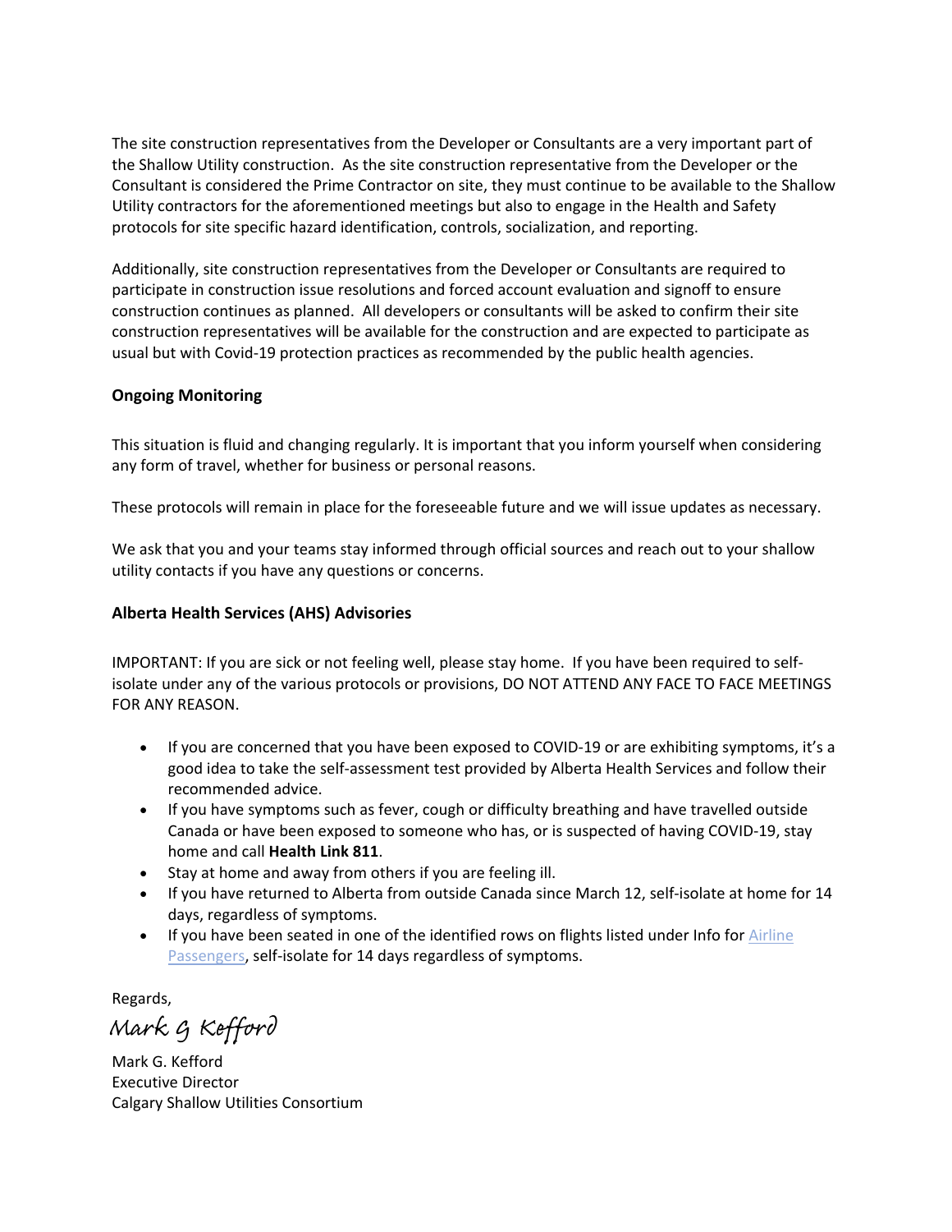The site construction representatives from the Developer or Consultants are a very important part of the Shallow Utility construction. As the site construction representative from the Developer or the Consultant is considered the Prime Contractor on site, they must continue to be available to the Shallow Utility contractors for the aforementioned meetings but also to engage in the Health and Safety protocols for site specific hazard identification, controls, socialization, and reporting.

Additionally, site construction representatives from the Developer or Consultants are required to participate in construction issue resolutions and forced account evaluation and signoff to ensure construction continues as planned. All developers or consultants will be asked to confirm their site construction representatives will be available for the construction and are expected to participate as usual but with Covid-19 protection practices as recommended by the public health agencies.

**Ongoing Monitoring**

This situation is fluid and changing regularly. It is important that you inform yourself when considering any form of travel, whether for business or personal reasons.

These protocols will remain in place for the foreseeable future and we will issue updates as necessary.

We ask that you and your teams stay informed through official sources and reach out to your shallow utility contacts if you have any questions or concerns.

**Alberta Health Services (AHS) Advisories**

IMPORTANT: If you are sick or not feeling well, please stay home. If you have been required to self-isolate under any of the various protocols or provisions, DO NOT ATTEND ANY FACE TO FACE MEETINGS FOR ANY REASON.

- If you are concerned that you have been exposed to COVID-19 or are exhibiting symptoms, it's a good idea to take the self-assessment test provided by Alberta Health Services and follow their recommended advice.
- If you have symptoms such as fever, cough or difficulty breathing and have travelled outside Canada or have been exposed to someone who has, or is suspected of having COVID-19, stay home and call **Health Link 811**.
- Stay at home and away from others if you are feeling ill.
- If you have returned to Alberta from outside Canada since March 12, self-isolate at home for 14 days, regardless of symptoms.
- If you have been seated in one of the identified rows on flights listed under Info for Airline Passengers, self-isolate for 14 days regardless of symptoms.

Regards,

*Mark G Kefford*

Mark G. Kefford
Executive Director
Calgary Shallow Utilities Consortium